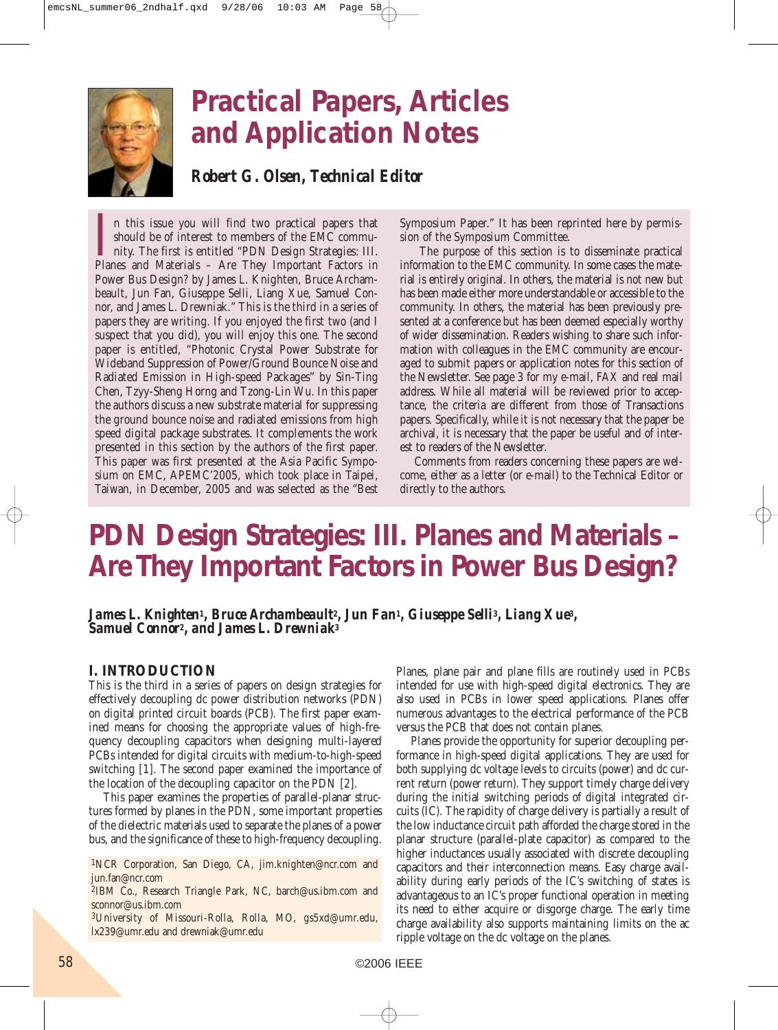# Practical Papers, Articles and Application Notes

***Robert G. Olsen, Technical Editor***

In this issue you will find two practical papers that should be of interest to members of the EMC community. The first is entitled "PDN Design Strategies: III. Planes and Materials – Are They Important Factors in Power Bus Design? by James L. Knighten, Bruce Archambeault, Jun Fan, Giuseppe Selli, Liang Xue, Samuel Connor, and James L. Drewniak." This is the third in a series of papers they are writing. If you enjoyed the first two (and I suspect that you did), you will enjoy this one. The second paper is entitled, "Photonic Crystal Power Substrate for Wideband Suppression of Power/Ground Bounce Noise and Radiated Emission in High-speed Packages" by Sin-Ting Chen, Tzyy-Sheng Horng and Tzong-Lin Wu. In this paper the authors discuss a new substrate material for suppressing the ground bounce noise and radiated emissions from high speed digital package substrates. It complements the work presented in this section by the authors of the first paper. This paper was first presented at the Asia Pacific Symposium on EMC, APEMC'2005, which took place in Taipei, Taiwan, in December, 2005 and was selected as the "Best Symposium Paper." It has been reprinted here by permission of the Symposium Committee.

The purpose of this section is to disseminate practical information to the EMC community. In some cases the material is entirely original. In others, the material is not new but has been made either more understandable or accessible to the community. In others, the material has been previously presented at a conference but has been deemed especially worthy of wider dissemination. Readers wishing to share such information with colleagues in the EMC community are encouraged to submit papers or application notes for this section of the Newsletter. See page 3 for my e-mail, FAX and real mail address. While all material will be reviewed prior to acceptance, the criteria are different from those of Transactions papers. Specifically, while it is not necessary that the paper be archival, it is necessary that the paper be useful and of interest to readers of the Newsletter.

Comments from readers concerning these papers are welcome, either as a letter (or e-mail) to the Technical Editor or directly to the authors.

# PDN Design Strategies: III. Planes and Materials – Are They Important Factors in Power Bus Design?

***James L. Knighten[1], Bruce Archambeault[2], Jun Fan[1], Giuseppe Selli[3], Liang Xue[3], Samuel Connor[2], and James L. Drewniak[3]***

## I. INTRODUCTION

This is the third in a series of papers on design strategies for effectively decoupling dc power distribution networks (PDN) on digital printed circuit boards (PCB). The first paper examined means for choosing the appropriate values of high-frequency decoupling capacitors when designing multi-layered PCBs intended for digital circuits with medium-to-high-speed switching [1]. The second paper examined the importance of the location of the decoupling capacitor on the PDN [2].

This paper examines the properties of parallel-planar structures formed by planes in the PDN, some important properties of the dielectric materials used to separate the planes of a power bus, and the significance of these to high-frequency decoupling.

[1]NCR Corporation, San Diego, CA, jim.knighten@ncr.com and jun.fan@ncr.com

[2]IBM Co., Research Triangle Park, NC, barch@us.ibm.com and sconnor@us.ibm.com

[3]University of Missouri-Rolla, Rolla, MO, gs5xd@umr.edu, lx239@umr.edu and drewniak@umr.edu

Planes, plane pair and plane fills are routinely used in PCBs intended for use with high-speed digital electronics. They are also used in PCBs in lower speed applications. Planes offer numerous advantages to the electrical performance of the PCB versus the PCB that does not contain planes.

Planes provide the opportunity for superior decoupling performance in high-speed digital applications. They are used for both supplying dc voltage levels to circuits (power) and dc current return (power return). They support timely charge delivery during the initial switching periods of digital integrated circuits (IC). The rapidity of charge delivery is partially a result of the low inductance circuit path afforded the charge stored in the planar structure (parallel-plate capacitor) as compared to the higher inductances usually associated with discrete decoupling capacitors and their interconnection means. Easy charge availability during early periods of the IC's switching of states is advantageous to an IC's proper functional operation in meeting its need to either acquire or disgorge charge. The early time charge availability also supports maintaining limits on the ac ripple voltage on the dc voltage on the planes.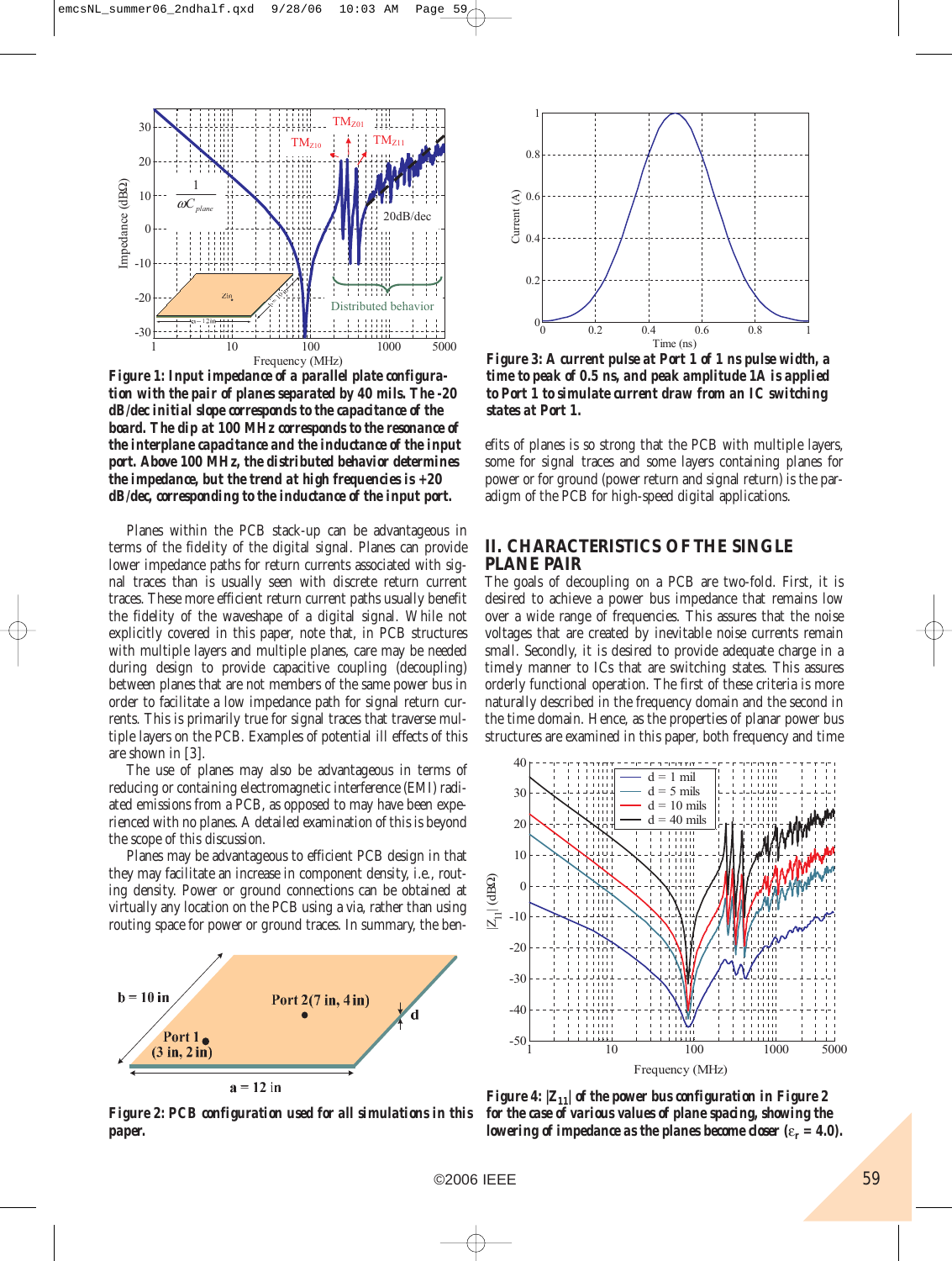Figure 1: Input impedance of a parallel plate configuration with the pair of planes separated by 40 mils. The -20 dB/dec initial slope corresponds to the capacitance of the board. The dip at 100 MHz corresponds to the resonance of the interplane capacitance and the inductance of the input port. Above 100 MHz, the distributed behavior determines the impedance, but the trend at high frequencies is +20 dB/dec, corresponding to the inductance of the input port.

Planes within the PCB stack-up can be advantageous in terms of the fidelity of the digital signal. Planes can provide lower impedance paths for return currents associated with signal traces than is usually seen with discrete return current traces. These more efficient return current paths usually benefit the fidelity of the waveshape of a digital signal. While not explicitly covered in this paper, note that, in PCB structures with multiple layers and multiple planes, care may be needed during design to provide capacitive coupling (decoupling) between planes that are not members of the same power bus in order to facilitate a low impedance path for signal return currents. This is primarily true for signal traces that traverse multiple layers on the PCB. Examples of potential ill effects of this are shown in [3].

The use of planes may also be advantageous in terms of reducing or containing electromagnetic interference (EMI) radiated emissions from a PCB, as opposed to may have been experienced with no planes. A detailed examination of this is beyond the scope of this discussion.

Planes may be advantageous to efficient PCB design in that they may facilitate an increase in component density, i.e., routing density. Power or ground connections can be obtained at virtually any location on the PCB using a via, rather than using routing space for power or ground traces. In summary, the benefits of planes is so strong that the PCB with multiple layers, some for signal traces and some layers containing planes for power or for ground (power return and signal return) is the paradigm of the PCB for high-speed digital applications.

Figure 2: PCB configuration used for all simulations in this paper.

Figure 3: A current pulse at Port 1 of 1 ns pulse width, a time to peak of 0.5 ns, and peak amplitude 1A is applied to Port 1 to simulate current draw from an IC switching states at Port 1.

## II. CHARACTERISTICS OF THE SINGLE PLANE PAIR

The goals of decoupling on a PCB are two-fold. First, it is desired to achieve a power bus impedance that remains low over a wide range of frequencies. This assures that the noise voltages that are created by inevitable noise currents remain small. Secondly, it is desired to provide adequate charge in a timely manner to ICs that are switching states. This assures orderly functional operation. The first of these criteria is more naturally described in the frequency domain and the second in the time domain. Hence, as the properties of planar power bus structures are examined in this paper, both frequency and time

Figure 4: $|Z_{11}|$ of the power bus configuration in Figure 2 for the case of various values of plane spacing, showing the lowering of impedance as the planes become closer ($\varepsilon_r = 4.0$).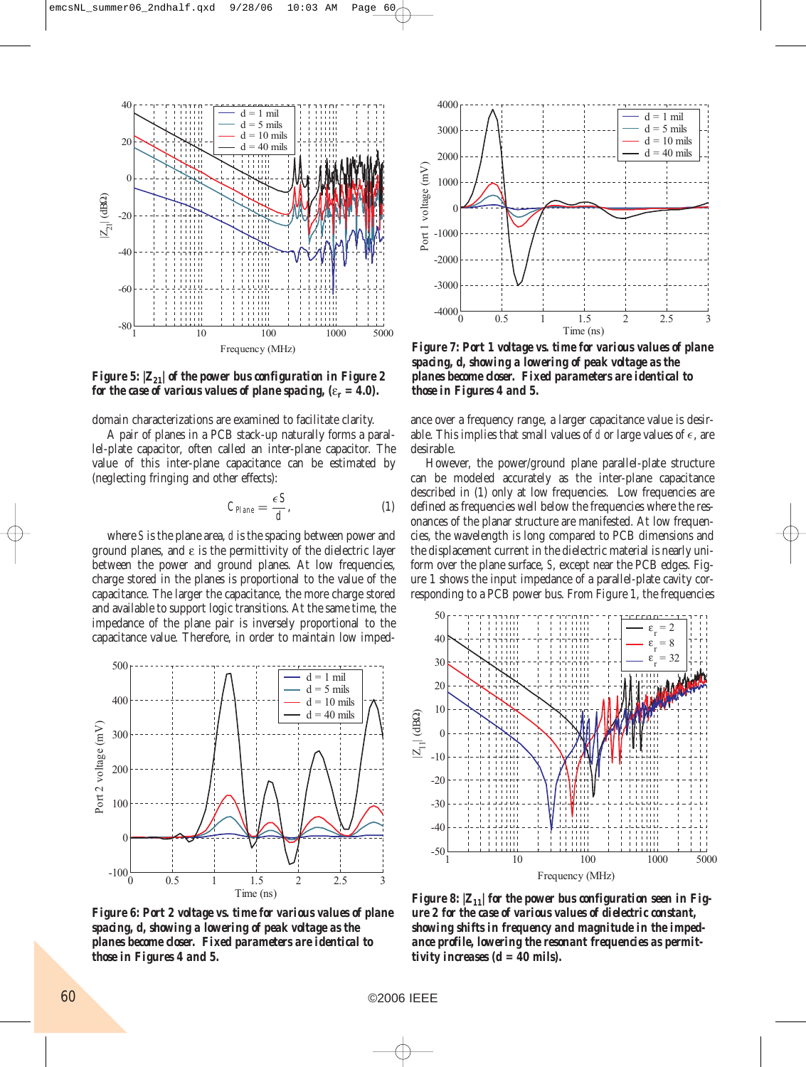**Figure 5: $|Z_{21}|$ of the power bus configuration in Figure 2 for the case of various values of plane spacing, ($\varepsilon_r = 4.0$).**

domain characterizations are examined to facilitate clarity.

A pair of planes in a PCB stack-up naturally forms a parallel-plate capacitor, often called an inter-plane capacitor. The value of this inter-plane capacitance can be estimated by (neglecting fringing and other effects):

$$C_{Plane} = \frac{\epsilon S}{d}, \tag{1}$$

where $S$ is the plane area, $d$ is the spacing between power and ground planes, and $\varepsilon$ is the permittivity of the dielectric layer between the power and ground planes. At low frequencies, charge stored in the planes is proportional to the value of the capacitance. The larger the capacitance, the more charge stored and available to support logic transitions. At the same time, the impedance of the plane pair is inversely proportional to the capacitance value. Therefore, in order to maintain low impedance over a frequency range, a larger capacitance value is desirable. This implies that small values of $d$ or large values of $\epsilon$, are desirable.

However, the power/ground plane parallel-plate structure can be modeled accurately as the inter-plane capacitance described in (1) only at low frequencies. Low frequencies are defined as frequencies well below the frequencies where the resonances of the planar structure are manifested. At low frequencies, the wavelength is long compared to PCB dimensions and the displacement current in the dielectric material is nearly uniform over the plane surface, $S$, except near the PCB edges. Figure 1 shows the input impedance of a parallel-plate cavity corresponding to a PCB power bus. From Figure 1, the frequencies

**Figure 6: Port 2 voltage vs. time for various values of plane spacing, d, showing a lowering of peak voltage as the planes become closer. Fixed parameters are identical to those in Figures 4 and 5.**

**Figure 7: Port 1 voltage vs. time for various values of plane spacing, d, showing a lowering of peak voltage as the planes become closer. Fixed parameters are identical to those in Figures 4 and 5.**

**Figure 8: $|Z_{11}|$ for the power bus configuration seen in Figure 2 for the case of various values of dielectric constant, showing shifts in frequency and magnitude in the impedance profile, lowering the resonant frequencies as permittivity increases (d = 40 mils).**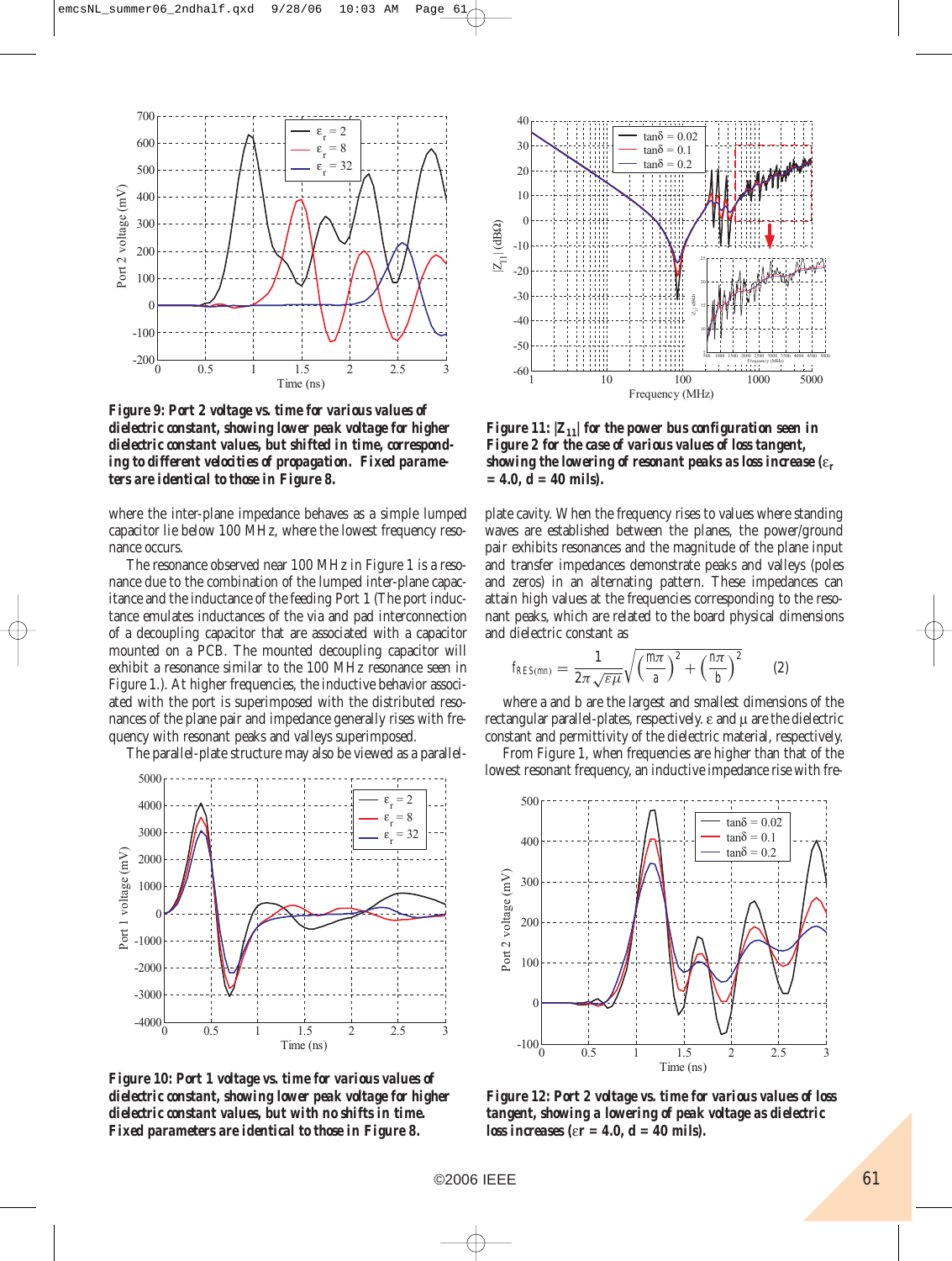**Figure 9: Port 2 voltage vs. time for various values of dielectric constant, showing lower peak voltage for higher dielectric constant values, but shifted in time, corresponding to different velocities of propagation. Fixed parameters are identical to those in Figure 8.**

where the inter-plane impedance behaves as a simple lumped capacitor lie below 100 MHz, where the lowest frequency resonance occurs.

The resonance observed near 100 MHz in Figure 1 is a resonance due to the combination of the lumped inter-plane capacitance and the inductance of the feeding Port 1 (The port inductance emulates inductances of the via and pad interconnection of a decoupling capacitor that are associated with a capacitor mounted on a PCB. The mounted decoupling capacitor will exhibit a resonance similar to the 100 MHz resonance seen in Figure 1.). At higher frequencies, the inductive behavior associated with the port is superimposed with the distributed resonances of the plane pair and impedance generally rises with frequency with resonant peaks and valleys superimposed.

The parallel-plate structure may also be viewed as a parallel-plate cavity. When the frequency rises to values where standing waves are established between the planes, the power/ground pair exhibits resonances and the magnitude of the plane input and transfer impedances demonstrate peaks and valleys (poles and zeros) in an alternating pattern. These impedances can attain high values at the frequencies corresponding to the resonant peaks, which are related to the board physical dimensions and dielectric constant as

$$f_{RES(mn)} = \frac{1}{2\pi\sqrt{\varepsilon\mu}}\sqrt{\left(\frac{m\pi}{a}\right)^2 + \left(\frac{n\pi}{b}\right)^2} \qquad (2)$$

where a and b are the largest and smallest dimensions of the rectangular parallel-plates, respectively. $\varepsilon$ and $\mu$ are the dielectric constant and permittivity of the dielectric material, respectively.

From Figure 1, when frequencies are higher than that of the lowest resonant frequency, an inductive impedance rise with fre-

**Figure 10: Port 1 voltage vs. time for various values of dielectric constant, showing lower peak voltage for higher dielectric constant values, but with no shifts in time. Fixed parameters are identical to those in Figure 8.**

**Figure 11: $|Z_{11}|$ for the power bus configuration seen in Figure 2 for the case of various values of loss tangent, showing the lowering of resonant peaks as loss increase ($\varepsilon_r$ = 4.0, d = 40 mils).**

**Figure 12: Port 2 voltage vs. time for various values of loss tangent, showing a lowering of peak voltage as dielectric loss increases ($\varepsilon r$ = 4.0, d = 40 mils).**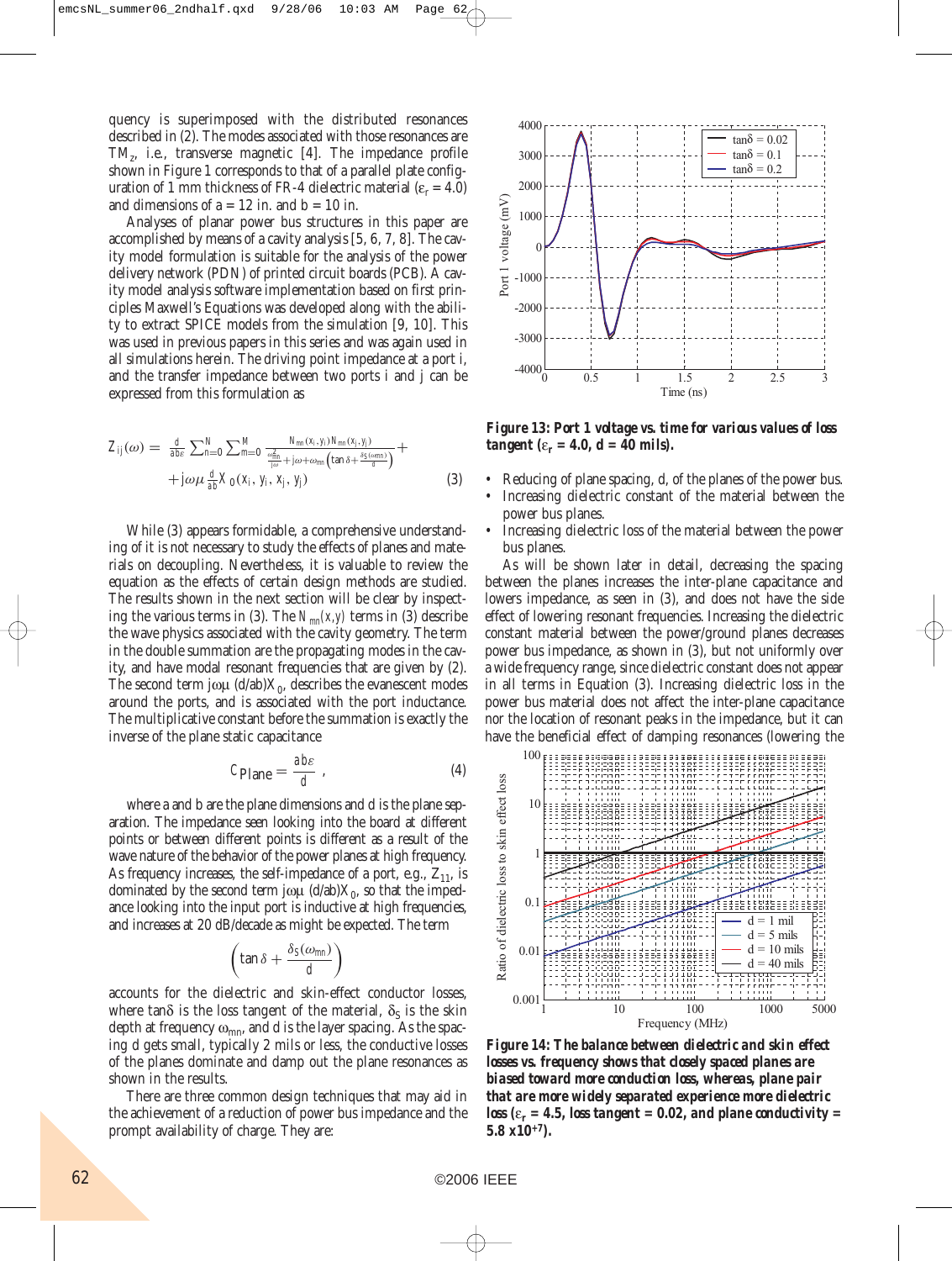quency is superimposed with the distributed resonances described in (2). The modes associated with those resonances are $TM_z$, i.e., transverse magnetic [4]. The impedance profile shown in Figure 1 corresponds to that of a parallel plate configuration of 1 mm thickness of FR-4 dielectric material ($\varepsilon_r = 4.0$) and dimensions of a = 12 in. and b = 10 in.

Analyses of planar power bus structures in this paper are accomplished by means of a cavity analysis [5, 6, 7, 8]. The cavity model formulation is suitable for the analysis of the power delivery network (PDN) of printed circuit boards (PCB). A cavity model analysis software implementation based on first principles Maxwell's Equations was developed along with the ability to extract SPICE models from the simulation [9, 10]. This was used in previous papers in this series and was again used in all simulations herein. The driving point impedance at a port i, and the transfer impedance between two ports i and j can be expressed from this formulation as

$$Z_{ij}(\omega) = \frac{d}{ab\varepsilon}\sum_{n=0}^{N}\sum_{m=0}^{M}\frac{N_{mn}(x_i,y_i)N_{mn}(x_j,y_j)}{\frac{\omega_{mn}^2}{j\omega}+j\omega+\omega_{mn}\left(\tan\delta+\frac{\delta_S(\omega mn)}{d}\right)}+ +j\omega\mu\frac{d}{ab}X_0(x_i,y_i,x_j,y_j) \quad (3)$$

While (3) appears formidable, a comprehensive understanding of it is not necessary to study the effects of planes and materials on decoupling. Nevertheless, it is valuable to review the equation as the effects of certain design methods are studied. The results shown in the next section will be clear by inspecting the various terms in (3). The $N_{mn}(x,y)$ terms in (3) describe the wave physics associated with the cavity geometry. The term in the double summation are the propagating modes in the cavity, and have modal resonant frequencies that are given by (2). The second term $j\omega\mu$ $(d/ab)X_0$, describes the evanescent modes around the ports, and is associated with the port inductance. The multiplicative constant before the summation is exactly the inverse of the plane static capacitance

$$C_{Plane} = \frac{ab\varepsilon}{d}, \quad (4)$$

where a and b are the plane dimensions and d is the plane separation. The impedance seen looking into the board at different points or between different points is different as a result of the wave nature of the behavior of the power planes at high frequency. As frequency increases, the self-impedance of a port, e.g., $Z_{11}$, is dominated by the second term $j\omega\mu$ $(d/ab)X_0$, so that the impedance looking into the input port is inductive at high frequencies, and increases at 20 dB/decade as might be expected. The term

$$\left(\tan\delta+\frac{\delta_S(\omega_{mn})}{d}\right)$$

accounts for the dielectric and skin-effect conductor losses, where $\tan\delta$ is the loss tangent of the material, $\delta_S$ is the skin depth at frequency $\omega_{mn}$, and d is the layer spacing. As the spacing d gets small, typically 2 mils or less, the conductive losses of the planes dominate and damp out the plane resonances as shown in the results.

There are three common design techniques that may aid in the achievement of a reduction of power bus impedance and the prompt availability of charge. They are:

*Figure 13: Port 1 voltage vs. time for various values of loss tangent ($\varepsilon_r$ = 4.0, d = 40 mils).*

- Reducing of plane spacing, d, of the planes of the power bus.
- Increasing dielectric constant of the material between the power bus planes.
- Increasing dielectric loss of the material between the power bus planes.

As will be shown later in detail, decreasing the spacing between the planes increases the inter-plane capacitance and lowers impedance, as seen in (3), and does not have the side effect of lowering resonant frequencies. Increasing the dielectric constant material between the power/ground planes decreases power bus impedance, as shown in (3), but not uniformly over a wide frequency range, since dielectric constant does not appear in all terms in Equation (3). Increasing dielectric loss in the power bus material does not affect the inter-plane capacitance nor the location of resonant peaks in the impedance, but it can have the beneficial effect of damping resonances (lowering the

*Figure 14: The balance between dielectric and skin effect losses vs. frequency shows that closely spaced planes are biased toward more conduction loss, whereas, plane pair that are more widely separated experience more dielectric loss ($\varepsilon_r$ = 4.5, loss tangent = 0.02, and plane conductivity = 5.8 x10[+7]).*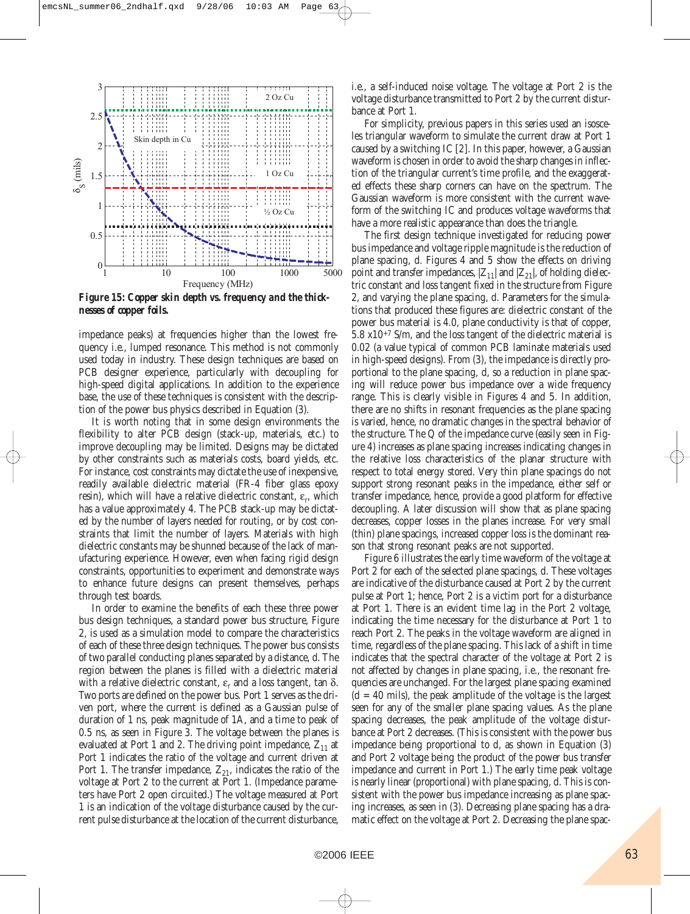**Figure 15: Copper skin depth vs. frequency and the thicknesses of copper foils.**

impedance peaks) at frequencies higher than the lowest frequency i.e., lumped resonance. This method is not commonly used today in industry. These design techniques are based on PCB designer experience, particularly with decoupling for high-speed digital applications. In addition to the experience base, the use of these techniques is consistent with the description of the power bus physics described in Equation (3).

It is worth noting that in some design environments the flexibility to alter PCB design (stack-up, materials, etc.) to improve decoupling may be limited. Designs may be dictated by other constraints such as materials costs, board yields, etc. For instance, cost constraints may dictate the use of inexpensive, readily available dielectric material (FR-4 fiber glass epoxy resin), which will have a relative dielectric constant, $\varepsilon_r$, which has a value approximately 4. The PCB stack-up may be dictated by the number of layers needed for routing, or by cost constraints that limit the number of layers. Materials with high dielectric constants may be shunned because of the lack of manufacturing experience. However, even when facing rigid design constraints, opportunities to experiment and demonstrate ways to enhance future designs can present themselves, perhaps through test boards.

In order to examine the benefits of each these three power bus design techniques, a standard power bus structure, Figure 2, is used as a simulation model to compare the characteristics of each of these three design techniques. The power bus consists of two parallel conducting planes separated by a distance, d. The region between the planes is filled with a dielectric material with a relative dielectric constant, $\varepsilon_r$ and a loss tangent, tan $\delta$. Two ports are defined on the power bus. Port 1 serves as the driven port, where the current is defined as a Gaussian pulse of duration of 1 ns, peak magnitude of 1A, and a time to peak of 0.5 ns, as seen in Figure 3. The voltage between the planes is evaluated at Port 1 and 2. The driving point impedance, $Z_{11}$ at Port 1 indicates the ratio of the voltage and current driven at Port 1. The transfer impedance, $Z_{21}$, indicates the ratio of the voltage at Port 2 to the current at Port 1. (Impedance parameters have Port 2 open circuited.) The voltage measured at Port 1 is an indication of the voltage disturbance caused by the current pulse disturbance at the location of the current disturbance, i.e., a self-induced noise voltage. The voltage at Port 2 is the voltage disturbance transmitted to Port 2 by the current disturbance at Port 1.

For simplicity, previous papers in this series used an isosceles triangular waveform to simulate the current draw at Port 1 caused by a switching IC [2]. In this paper, however, a Gaussian waveform is chosen in order to avoid the sharp changes in inflection of the triangular current's time profile, and the exaggerated effects these sharp corners can have on the spectrum. The Gaussian waveform is more consistent with the current waveform of the switching IC and produces voltage waveforms that have a more realistic appearance than does the triangle.

The first design technique investigated for reducing power bus impedance and voltage ripple magnitude is the reduction of plane spacing, d. Figures 4 and 5 show the effects on driving point and transfer impedances, $|Z_{11}|$ and $|Z_{21}|$, of holding dielectric constant and loss tangent fixed in the structure from Figure 2, and varying the plane spacing, d. Parameters for the simulations that produced these figures are: dielectric constant of the power bus material is 4.0, plane conductivity is that of copper, $5.8 \times 10^{+7}$ S/m, and the loss tangent of the dielectric material is 0.02 (a value typical of common PCB laminate materials used in high-speed designs). From (3), the impedance is directly proportional to the plane spacing, d, so a reduction in plane spacing will reduce power bus impedance over a wide frequency range. This is clearly visible in Figures 4 and 5. In addition, there are no shifts in resonant frequencies as the plane spacing is varied, hence, no dramatic changes in the spectral behavior of the structure. The Q of the impedance curve (easily seen in Figure 4) increases as plane spacing increases indicating changes in the relative loss characteristics of the planar structure with respect to total energy stored. Very thin plane spacings do not support strong resonant peaks in the impedance, either self or transfer impedance, hence, provide a good platform for effective decoupling. A later discussion will show that as plane spacing decreases, copper losses in the planes increase. For very small (thin) plane spacings, increased copper loss is the dominant reason that strong resonant peaks are not supported.

Figure 6 illustrates the early time waveform of the voltage at Port 2 for each of the selected plane spacings, d. These voltages are indicative of the disturbance caused at Port 2 by the current pulse at Port 1; hence, Port 2 is a victim port for a disturbance at Port 1. There is an evident time lag in the Port 2 voltage, indicating the time necessary for the disturbance at Port 1 to reach Port 2. The peaks in the voltage waveform are aligned in time, regardless of the plane spacing. This lack of a shift in time indicates that the spectral character of the voltage at Port 2 is not affected by changes in plane spacing, i.e., the resonant frequencies are unchanged. For the largest plane spacing examined (d = 40 mils), the peak amplitude of the voltage is the largest seen for any of the smaller plane spacing values. As the plane spacing decreases, the peak amplitude of the voltage disturbance at Port 2 decreases. (This is consistent with the power bus impedance being proportional to d, as shown in Equation (3) and Port 2 voltage being the product of the power bus transfer impedance and current in Port 1.) The early time peak voltage is nearly linear (proportional) with plane spacing, d. This is consistent with the power bus impedance increasing as plane spacing increases, as seen in (3). Decreasing plane spacing has a dramatic effect on the voltage at Port 2. Decreasing the plane spac-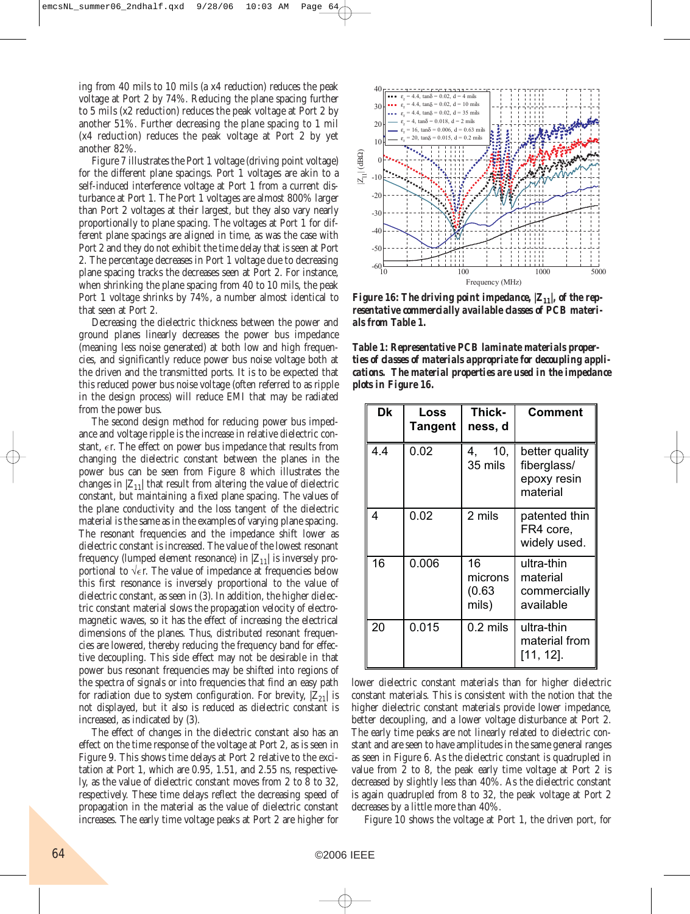ing from 40 mils to 10 mils (a x4 reduction) reduces the peak voltage at Port 2 by 74%. Reducing the plane spacing further to 5 mils (x2 reduction) reduces the peak voltage at Port 2 by another 51%. Further decreasing the plane spacing to 1 mil (x4 reduction) reduces the peak voltage at Port 2 by yet another 82%.

Figure 7 illustrates the Port 1 voltage (driving point voltage) for the different plane spacings. Port 1 voltages are akin to a self-induced interference voltage at Port 1 from a current disturbance at Port 1. The Port 1 voltages are almost 800% larger than Port 2 voltages at their largest, but they also vary nearly proportionally to plane spacing. The voltages at Port 1 for different plane spacings are aligned in time, as was the case with Port 2 and they do not exhibit the time delay that is seen at Port 2. The percentage decreases in Port 1 voltage due to decreasing plane spacing tracks the decreases seen at Port 2. For instance, when shrinking the plane spacing from 40 to 10 mils, the peak Port 1 voltage shrinks by 74%, a number almost identical to that seen at Port 2.

Decreasing the dielectric thickness between the power and ground planes linearly decreases the power bus impedance (meaning less noise generated) at both low and high frequencies, and significantly reduce power bus noise voltage both at the driven and the transmitted ports. It is to be expected that this reduced power bus noise voltage (often referred to as ripple in the design process) will reduce EMI that may be radiated from the power bus.

The second design method for reducing power bus impedance and voltage ripple is the increase in relative dielectric constant, $\epsilon r$. The effect on power bus impedance that results from changing the dielectric constant between the planes in the power bus can be seen from Figure 8 which illustrates the changes in $|Z_{11}|$ that result from altering the value of dielectric constant, but maintaining a fixed plane spacing. The values of the plane conductivity and the loss tangent of the dielectric material is the same as in the examples of varying plane spacing. The resonant frequencies and the impedance shift lower as dielectric constant is increased. The value of the lowest resonant frequency (lumped element resonance) in $|Z_{11}|$ is inversely proportional to $\sqrt{\epsilon r}$. The value of impedance at frequencies below this first resonance is inversely proportional to the value of dielectric constant, as seen in (3). In addition, the higher dielectric constant material slows the propagation velocity of electromagnetic waves, so it has the effect of increasing the electrical dimensions of the planes. Thus, distributed resonant frequencies are lowered, thereby reducing the frequency band for effective decoupling. This side effect may not be desirable in that power bus resonant frequencies may be shifted into regions of the spectra of signals or into frequencies that find an easy path for radiation due to system configuration. For brevity, $|Z_{21}|$ is not displayed, but it also is reduced as dielectric constant is increased, as indicated by (3).

The effect of changes in the dielectric constant also has an effect on the time response of the voltage at Port 2, as is seen in Figure 9. This shows time delays at Port 2 relative to the excitation at Port 1, which are 0.95, 1.51, and 2.55 ns, respectively, as the value of dielectric constant moves from 2 to 8 to 32, respectively. These time delays reflect the decreasing speed of propagation in the material as the value of dielectric constant increases. The early time voltage peaks at Port 2 are higher for lower dielectric constant materials than for higher dielectric constant materials. This is consistent with the notion that the higher dielectric constant materials provide lower impedance, better decoupling, and a lower voltage disturbance at Port 2. The early time peaks are not linearly related to dielectric constant and are seen to have amplitudes in the same general ranges as seen in Figure 6. As the dielectric constant is quadrupled in value from 2 to 8, the peak early time voltage at Port 2 is decreased by slightly less than 40%. As the dielectric constant is again quadrupled from 8 to 32, the peak voltage at Port 2 decreases by a little more than 40%.

Figure 10 shows the voltage at Port 1, the driven port, for

**Figure 16: The driving point impedance, $|Z_{11}|$, of the representative commercially available classes of PCB materials from Table 1.**

**Table 1: Representative PCB laminate materials properties of classes of materials appropriate for decoupling applications. The material properties are used in the impedance plots in Figure 16.**

| Dk | Loss Tangent | Thickness, d | Comment |
|---|---|---|---|
| 4.4 | 0.02 | 4, 10, 35 mils | better quality fiberglass/ epoxy resin material |
| 4 | 0.02 | 2 mils | patented thin FR4 core, widely used. |
| 16 | 0.006 | 16 microns (0.63 mils) | ultra-thin material commercially available |
| 20 | 0.015 | 0.2 mils | ultra-thin material from [11, 12]. |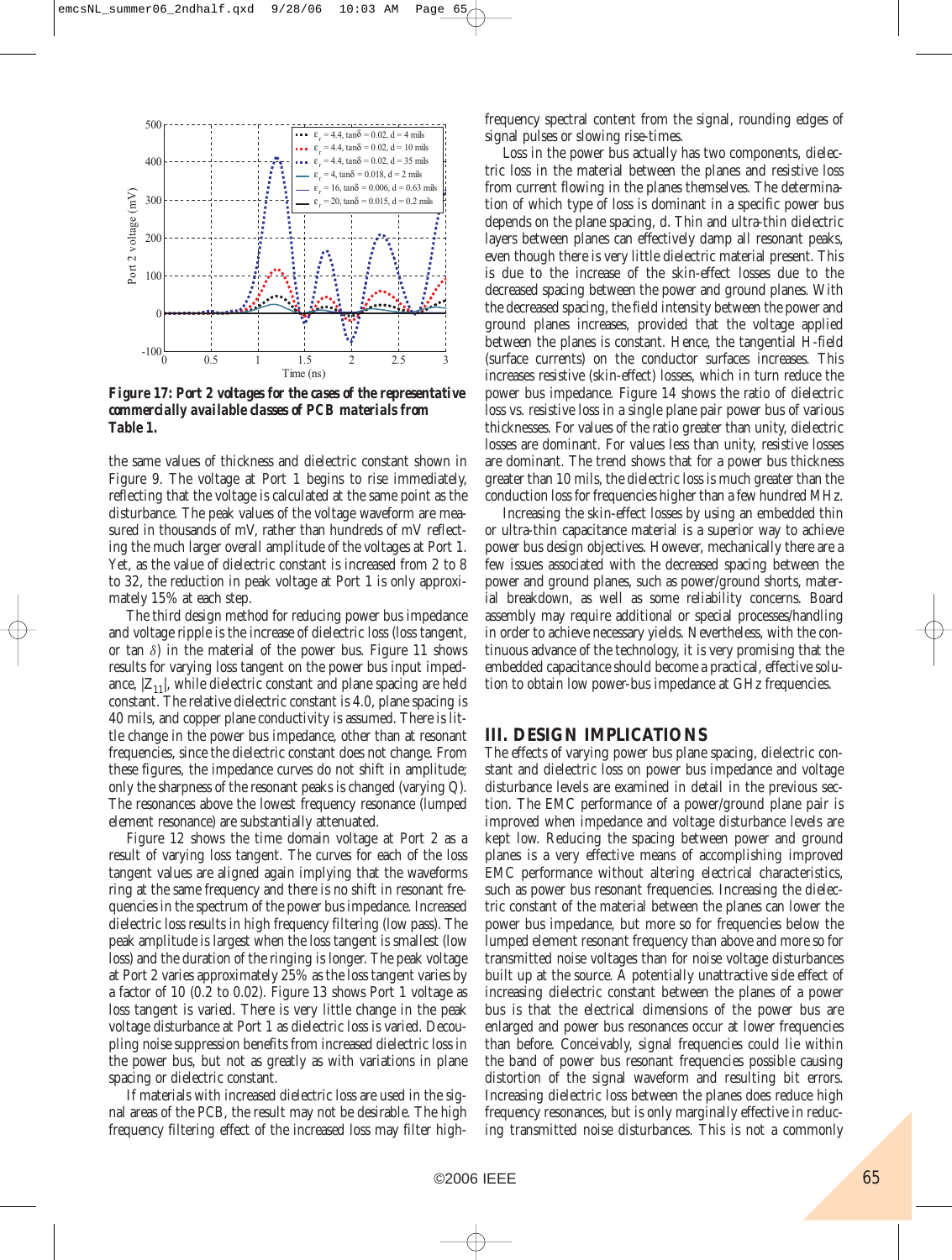Figure 17: Port 2 voltages for the cases of the representative commercially available classes of PCB materials from Table 1.

the same values of thickness and dielectric constant shown in Figure 9. The voltage at Port 1 begins to rise immediately, reflecting that the voltage is calculated at the same point as the disturbance. The peak values of the voltage waveform are measured in thousands of mV, rather than hundreds of mV reflecting the much larger overall amplitude of the voltages at Port 1. Yet, as the value of dielectric constant is increased from 2 to 8 to 32, the reduction in peak voltage at Port 1 is only approximately 15% at each step.

The third design method for reducing power bus impedance and voltage ripple is the increase of dielectric loss (loss tangent, or tan $\delta$) in the material of the power bus. Figure 11 shows results for varying loss tangent on the power bus input impedance, $|Z_{11}|$, while dielectric constant and plane spacing are held constant. The relative dielectric constant is 4.0, plane spacing is 40 mils, and copper plane conductivity is assumed. There is little change in the power bus impedance, other than at resonant frequencies, since the dielectric constant does not change. From these figures, the impedance curves do not shift in amplitude; only the sharpness of the resonant peaks is changed (varying Q). The resonances above the lowest frequency resonance (lumped element resonance) are substantially attenuated.

Figure 12 shows the time domain voltage at Port 2 as a result of varying loss tangent. The curves for each of the loss tangent values are aligned again implying that the waveforms ring at the same frequency and there is no shift in resonant frequencies in the spectrum of the power bus impedance. Increased dielectric loss results in high frequency filtering (low pass). The peak amplitude is largest when the loss tangent is smallest (low loss) and the duration of the ringing is longer. The peak voltage at Port 2 varies approximately 25% as the loss tangent varies by a factor of 10 (0.2 to 0.02). Figure 13 shows Port 1 voltage as loss tangent is varied. There is very little change in the peak voltage disturbance at Port 1 as dielectric loss is varied. Decoupling noise suppression benefits from increased dielectric loss in the power bus, but not as greatly as with variations in plane spacing or dielectric constant.

If materials with increased dielectric loss are used in the signal areas of the PCB, the result may not be desirable. The high frequency filtering effect of the increased loss may filter high-frequency spectral content from the signal, rounding edges of signal pulses or slowing rise-times.

Loss in the power bus actually has two components, dielectric loss in the material between the planes and resistive loss from current flowing in the planes themselves. The determination of which type of loss is dominant in a specific power bus depends on the plane spacing, d. Thin and ultra-thin dielectric layers between planes can effectively damp all resonant peaks, even though there is very little dielectric material present. This is due to the increase of the skin-effect losses due to the decreased spacing between the power and ground planes. With the decreased spacing, the field intensity between the power and ground planes increases, provided that the voltage applied between the planes is constant. Hence, the tangential H-field (surface currents) on the conductor surfaces increases. This increases resistive (skin-effect) losses, which in turn reduce the power bus impedance. Figure 14 shows the ratio of dielectric loss vs. resistive loss in a single plane pair power bus of various thicknesses. For values of the ratio greater than unity, dielectric losses are dominant. For values less than unity, resistive losses are dominant. The trend shows that for a power bus thickness greater than 10 mils, the dielectric loss is much greater than the conduction loss for frequencies higher than a few hundred MHz.

Increasing the skin-effect losses by using an embedded thin or ultra-thin capacitance material is a superior way to achieve power bus design objectives. However, mechanically there are a few issues associated with the decreased spacing between the power and ground planes, such as power/ground shorts, material breakdown, as well as some reliability concerns. Board assembly may require additional or special processes/handling in order to achieve necessary yields. Nevertheless, with the continuous advance of the technology, it is very promising that the embedded capacitance should become a practical, effective solution to obtain low power-bus impedance at GHz frequencies.

## III. DESIGN IMPLICATIONS

The effects of varying power bus plane spacing, dielectric constant and dielectric loss on power bus impedance and voltage disturbance levels are examined in detail in the previous section. The EMC performance of a power/ground plane pair is improved when impedance and voltage disturbance levels are kept low. Reducing the spacing between power and ground planes is a very effective means of accomplishing improved EMC performance without altering electrical characteristics, such as power bus resonant frequencies. Increasing the dielectric constant of the material between the planes can lower the power bus impedance, but more so for frequencies below the lumped element resonant frequency than above and more so for transmitted noise voltages than for noise voltage disturbances built up at the source. A potentially unattractive side effect of increasing dielectric constant between the planes of a power bus is that the electrical dimensions of the power bus are enlarged and power bus resonances occur at lower frequencies than before. Conceivably, signal frequencies could lie within the band of power bus resonant frequencies possible causing distortion of the signal waveform and resulting bit errors. Increasing dielectric loss between the planes does reduce high frequency resonances, but is only marginally effective in reducing transmitted noise disturbances. This is not a commonly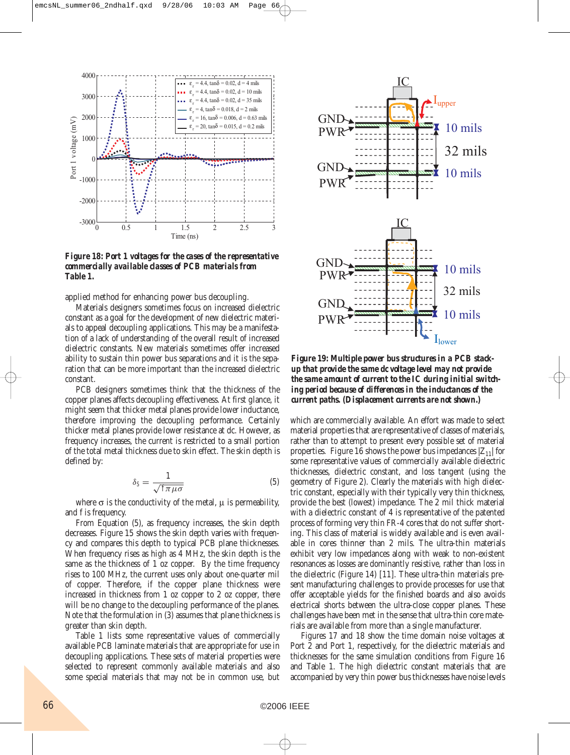**Figure 18: Port 1 voltages for the cases of the representative commercially available classes of PCB materials from Table 1.**

**Figure 19: Multiple power bus structures in a PCB stack-up that provide the same dc voltage level may not provide the same amount of current to the IC during initial switching period because of differences in the inductances of the current paths. (Displacement currents are not shown.)**

applied method for enhancing power bus decoupling.

Materials designers sometimes focus on increased dielectric constant as a goal for the development of new dielectric materials to appeal decoupling applications. This may be a manifestation of a lack of understanding of the overall result of increased dielectric constants. New materials sometimes offer increased ability to sustain thin power bus separations and it is the separation that can be more important than the increased dielectric constant.

PCB designers sometimes think that the thickness of the copper planes affects decoupling effectiveness. At first glance, it might seem that thicker metal planes provide lower inductance, therefore improving the decoupling performance. Certainly thicker metal planes provide lower resistance at dc. However, as frequency increases, the current is restricted to a small portion of the total metal thickness due to skin effect. The skin depth is defined by:

$$\delta_S = \frac{1}{\sqrt{f\pi\mu\sigma}} \tag{5}$$

where $\sigma$ is the conductivity of the metal, $\mu$ is permeability, and f is frequency.

From Equation (5), as frequency increases, the skin depth decreases. Figure 15 shows the skin depth varies with frequency and compares this depth to typical PCB plane thicknesses. When frequency rises as high as 4 MHz, the skin depth is the same as the thickness of 1 oz copper. By the time frequency rises to 100 MHz, the current uses only about one-quarter mil of copper. Therefore, if the copper plane thickness were increased in thickness from 1 oz copper to 2 oz copper, there will be no change to the decoupling performance of the planes. Note that the formulation in (3) assumes that plane thickness is greater than skin depth.

Table 1 lists some representative values of commercially available PCB laminate materials that are appropriate for use in decoupling applications. These sets of material properties were selected to represent commonly available materials and also some special materials that may not be in common use, but which are commercially available. An effort was made to select material properties that are representative of classes of materials, rather than to attempt to present every possible set of material properties. Figure 16 shows the power bus impedances $|Z_{11}|$ for some representative values of commercially available dielectric thicknesses, dielectric constant, and loss tangent (using the geometry of Figure 2). Clearly the materials with high dielectric constant, especially with their typically very thin thickness, provide the best (lowest) impedance. The 2 mil thick material with a dielectric constant of 4 is representative of the patented process of forming very thin FR-4 cores that do not suffer shorting. This class of material is widely available and is even available in cores thinner than 2 mils. The ultra-thin materials exhibit very low impedances along with weak to non-existent resonances as losses are dominantly resistive, rather than loss in the dielectric (Figure 14) [11]. These ultra-thin materials present manufacturing challenges to provide processes for use that offer acceptable yields for the finished boards and also avoids electrical shorts between the ultra-close copper planes. These challenges have been met in the sense that ultra-thin core materials are available from more than a single manufacturer.

Figures 17 and 18 show the time domain noise voltages at Port 2 and Port 1, respectively, for the dielectric materials and thicknesses for the same simulation conditions from Figure 16 and Table 1. The high dielectric constant materials that are accompanied by very thin power bus thicknesses have noise levels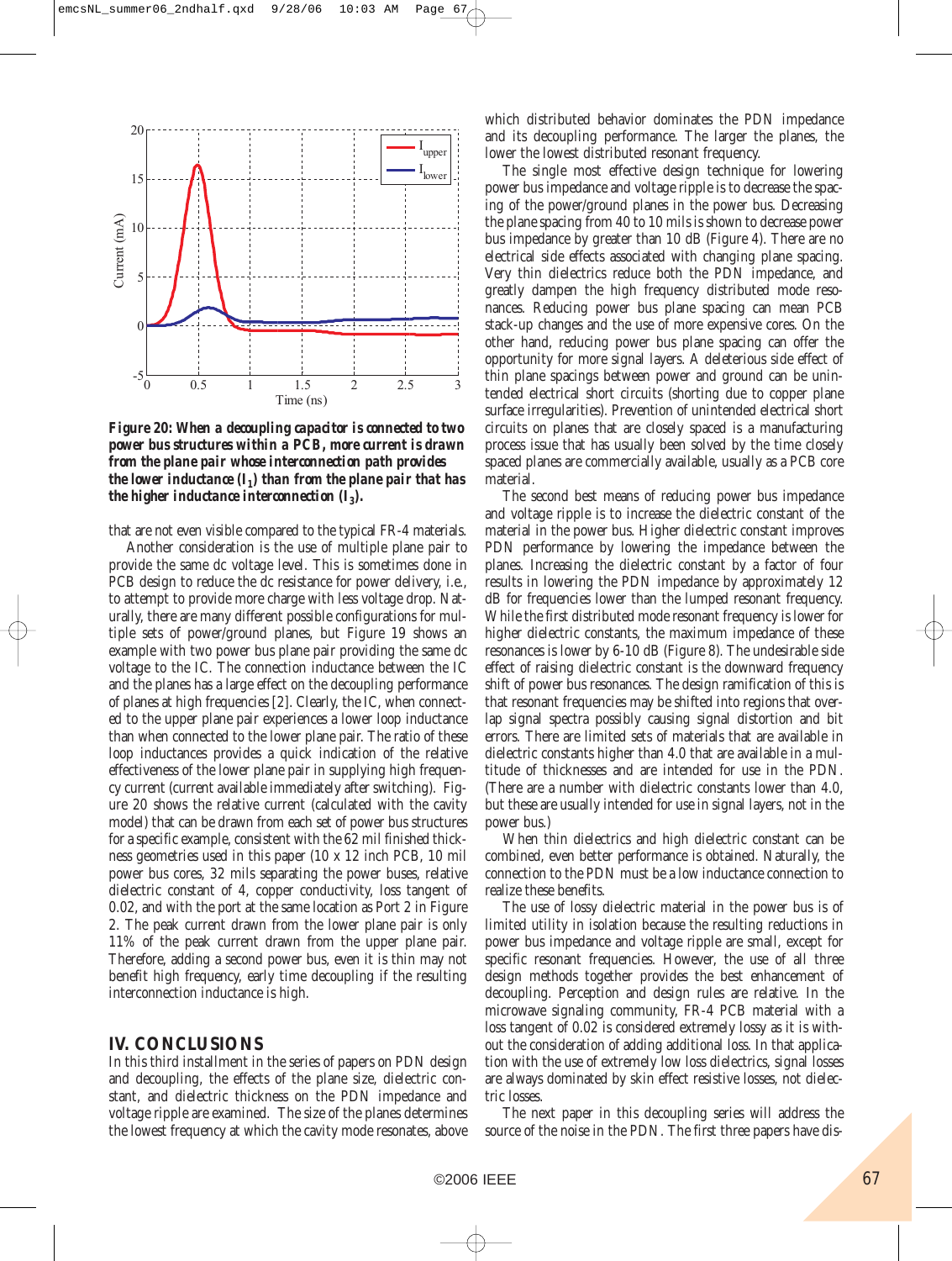**Figure 20: When a decoupling capacitor is connected to two power bus structures within a PCB, more current is drawn from the plane pair whose interconnection path provides the lower inductance ($I_1$) than from the plane pair that has the higher inductance interconnection ($I_3$).**

that are not even visible compared to the typical FR-4 materials.

Another consideration is the use of multiple plane pair to provide the same dc voltage level. This is sometimes done in PCB design to reduce the dc resistance for power delivery, i.e., to attempt to provide more charge with less voltage drop. Naturally, there are many different possible configurations for multiple sets of power/ground planes, but Figure 19 shows an example with two power bus plane pair providing the same dc voltage to the IC. The connection inductance between the IC and the planes has a large effect on the decoupling performance of planes at high frequencies [2]. Clearly, the IC, when connected to the upper plane pair experiences a lower loop inductance than when connected to the lower plane pair. The ratio of these loop inductances provides a quick indication of the relative effectiveness of the lower plane pair in supplying high frequency current (current available immediately after switching). Figure 20 shows the relative current (calculated with the cavity model) that can be drawn from each set of power bus structures for a specific example, consistent with the 62 mil finished thickness geometries used in this paper (10 x 12 inch PCB, 10 mil power bus cores, 32 mils separating the power buses, relative dielectric constant of 4, copper conductivity, loss tangent of 0.02, and with the port at the same location as Port 2 in Figure 2. The peak current drawn from the lower plane pair is only 11% of the peak current drawn from the upper plane pair. Therefore, adding a second power bus, even it is thin may not benefit high frequency, early time decoupling if the resulting interconnection inductance is high.

## IV. CONCLUSIONS

In this third installment in the series of papers on PDN design and decoupling, the effects of the plane size, dielectric constant, and dielectric thickness on the PDN impedance and voltage ripple are examined. The size of the planes determines the lowest frequency at which the cavity mode resonates, above which distributed behavior dominates the PDN impedance and its decoupling performance. The larger the planes, the lower the lowest distributed resonant frequency.

The single most effective design technique for lowering power bus impedance and voltage ripple is to decrease the spacing of the power/ground planes in the power bus. Decreasing the plane spacing from 40 to 10 mils is shown to decrease power bus impedance by greater than 10 dB (Figure 4). There are no electrical side effects associated with changing plane spacing. Very thin dielectrics reduce both the PDN impedance, and greatly dampen the high frequency distributed mode resonances. Reducing power bus plane spacing can mean PCB stack-up changes and the use of more expensive cores. On the other hand, reducing power bus plane spacing can offer the opportunity for more signal layers. A deleterious side effect of thin plane spacings between power and ground can be unintended electrical short circuits (shorting due to copper plane surface irregularities). Prevention of unintended electrical short circuits on planes that are closely spaced is a manufacturing process issue that has usually been solved by the time closely spaced planes are commercially available, usually as a PCB core material.

The second best means of reducing power bus impedance and voltage ripple is to increase the dielectric constant of the material in the power bus. Higher dielectric constant improves PDN performance by lowering the impedance between the planes. Increasing the dielectric constant by a factor of four results in lowering the PDN impedance by approximately 12 dB for frequencies lower than the lumped resonant frequency. While the first distributed mode resonant frequency is lower for higher dielectric constants, the maximum impedance of these resonances is lower by 6-10 dB (Figure 8). The undesirable side effect of raising dielectric constant is the downward frequency shift of power bus resonances. The design ramification of this is that resonant frequencies may be shifted into regions that overlap signal spectra possibly causing signal distortion and bit errors. There are limited sets of materials that are available in dielectric constants higher than 4.0 that are available in a multitude of thicknesses and are intended for use in the PDN. (There are a number with dielectric constants lower than 4.0, but these are usually intended for use in signal layers, not in the power bus.)

When thin dielectrics and high dielectric constant can be combined, even better performance is obtained. Naturally, the connection to the PDN must be a low inductance connection to realize these benefits.

The use of lossy dielectric material in the power bus is of limited utility in isolation because the resulting reductions in power bus impedance and voltage ripple are small, except for specific resonant frequencies. However, the use of all three design methods together provides the best enhancement of decoupling. Perception and design rules are relative. In the microwave signaling community, FR-4 PCB material with a loss tangent of 0.02 is considered extremely lossy as it is without the consideration of adding additional loss. In that application with the use of extremely low loss dielectrics, signal losses are always dominated by skin effect resistive losses, not dielectric losses.

The next paper in this decoupling series will address the source of the noise in the PDN. The first three papers have dis-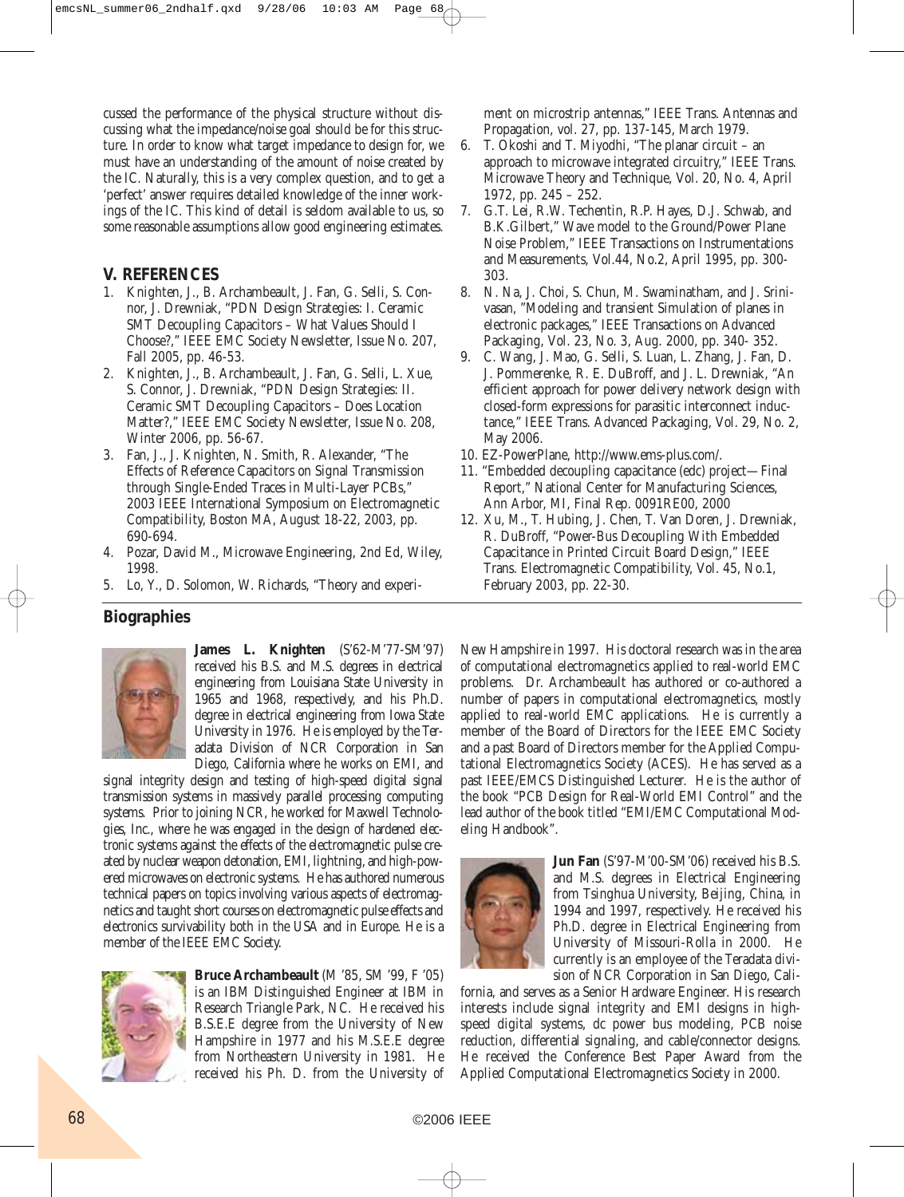cussed the performance of the physical structure without discussing what the impedance/noise goal should be for this structure. In order to know what target impedance to design for, we must have an understanding of the amount of noise created by the IC. Naturally, this is a very complex question, and to get a 'perfect' answer requires detailed knowledge of the inner workings of the IC. This kind of detail is seldom available to us, so some reasonable assumptions allow good engineering estimates.

## V. REFERENCES

1. Knighten, J., B. Archambeault, J. Fan, G. Selli, S. Connor, J. Drewniak, "PDN Design Strategies: I. Ceramic SMT Decoupling Capacitors – What Values Should I Choose?," IEEE EMC Society Newsletter, Issue No. 207, Fall 2005, pp. 46-53.
2. Knighten, J., B. Archambeault, J. Fan, G. Selli, L. Xue, S. Connor, J. Drewniak, "PDN Design Strategies: II. Ceramic SMT Decoupling Capacitors – Does Location Matter?," IEEE EMC Society Newsletter, Issue No. 208, Winter 2006, pp. 56-67.
3. Fan, J., J. Knighten, N. Smith, R. Alexander, "The Effects of Reference Capacitors on Signal Transmission through Single-Ended Traces in Multi-Layer PCBs," 2003 IEEE International Symposium on Electromagnetic Compatibility, Boston MA, August 18-22, 2003, pp. 690-694.
4. Pozar, David M., Microwave Engineering, 2nd Ed, Wiley, 1998.
5. Lo, Y., D. Solomon, W. Richards, "Theory and experiment on microstrip antennas," IEEE Trans. Antennas and Propagation, vol. 27, pp. 137-145, March 1979.
6. T. Okoshi and T. Miyodhi, "The planar circuit – an approach to microwave integrated circuitry," IEEE Trans. Microwave Theory and Technique, Vol. 20, No. 4, April 1972, pp. 245 – 252.
7. G.T. Lei, R.W. Techentin, R.P. Hayes, D.J. Schwab, and B.K.Gilbert," Wave model to the Ground/Power Plane Noise Problem," IEEE Transactions on Instrumentations and Measurements, Vol.44, No.2, April 1995, pp. 300-303.
8. N. Na, J. Choi, S. Chun, M. Swaminatham, and J. Srinivasan, "Modeling and transient Simulation of planes in electronic packages," IEEE Transactions on Advanced Packaging, Vol. 23, No. 3, Aug. 2000, pp. 340- 352.
9. C. Wang, J. Mao, G. Selli, S. Luan, L. Zhang, J. Fan, D. J. Pommerenke, R. E. DuBroff, and J. L. Drewniak, "An efficient approach for power delivery network design with closed-form expressions for parasitic interconnect inductance," IEEE Trans. Advanced Packaging, Vol. 29, No. 2, May 2006.
10. EZ-PowerPlane, http://www.ems-plus.com/.
11. "Embedded decoupling capacitance (edc) project—Final Report," National Center for Manufacturing Sciences, Ann Arbor, MI, Final Rep. 0091RE00, 2000
12. Xu, M., T. Hubing, J. Chen, T. Van Doren, J. Drewniak, R. DuBroff, "Power-Bus Decoupling With Embedded Capacitance in Printed Circuit Board Design," IEEE Trans. Electromagnetic Compatibility, Vol. 45, No.1, February 2003, pp. 22-30.

## Biographies

**James L. Knighten** (S'62-M'77-SM'97) received his B.S. and M.S. degrees in electrical engineering from Louisiana State University in 1965 and 1968, respectively, and his Ph.D. degree in electrical engineering from Iowa State University in 1976. He is employed by the Teradata Division of NCR Corporation in San Diego, California where he works on EMI, and signal integrity design and testing of high-speed digital signal transmission systems in massively parallel processing computing systems. Prior to joining NCR, he worked for Maxwell Technologies, Inc., where he was engaged in the design of hardened electronic systems against the effects of the electromagnetic pulse created by nuclear weapon detonation, EMI, lightning, and high-powered microwaves on electronic systems. He has authored numerous technical papers on topics involving various aspects of electromagnetics and taught short courses on electromagnetic pulse effects and electronics survivability both in the USA and in Europe. He is a member of the IEEE EMC Society.

**Bruce Archambeault** (M '85, SM '99, F '05) is an IBM Distinguished Engineer at IBM in Research Triangle Park, NC. He received his B.S.E.E degree from the University of New Hampshire in 1977 and his M.S.E.E degree from Northeastern University in 1981. He received his Ph. D. from the University of New Hampshire in 1997. His doctoral research was in the area of computational electromagnetics applied to real-world EMC problems. Dr. Archambeault has authored or co-authored a number of papers in computational electromagnetics, mostly applied to real-world EMC applications. He is currently a member of the Board of Directors for the IEEE EMC Society and a past Board of Directors member for the Applied Computational Electromagnetics Society (ACES). He has served as a past IEEE/EMCS Distinguished Lecturer. He is the author of the book "PCB Design for Real-World EMI Control" and the lead author of the book titled "EMI/EMC Computational Modeling Handbook".

**Jun Fan** (S'97-M'00-SM'06) received his B.S. and M.S. degrees in Electrical Engineering from Tsinghua University, Beijing, China, in 1994 and 1997, respectively. He received his Ph.D. degree in Electrical Engineering from University of Missouri-Rolla in 2000. He currently is an employee of the Teradata division of NCR Corporation in San Diego, California, and serves as a Senior Hardware Engineer. His research interests include signal integrity and EMI designs in high-speed digital systems, dc power bus modeling, PCB noise reduction, differential signaling, and cable/connector designs. He received the Conference Best Paper Award from the Applied Computational Electromagnetics Society in 2000.

©2006 IEEE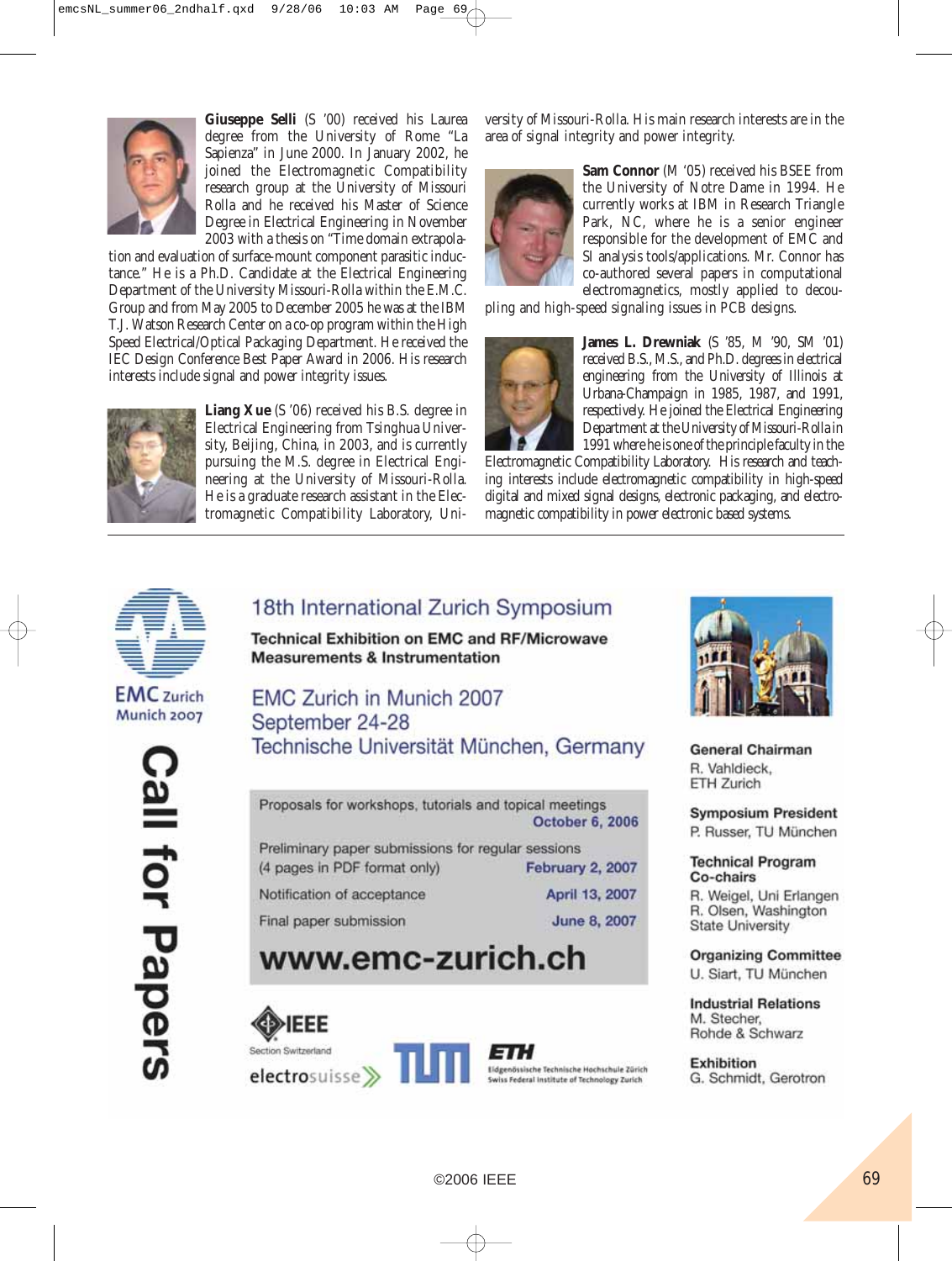**Giuseppe Selli** (S '00) received his Laurea degree from the University of Rome "La Sapienza" in June 2000. In January 2002, he joined the Electromagnetic Compatibility research group at the University of Missouri Rolla and he received his Master of Science Degree in Electrical Engineering in November 2003 with a thesis on "Time domain extrapolation and evaluation of surface-mount component parasitic inductance." He is a Ph.D. Candidate at the Electrical Engineering Department of the University Missouri-Rolla within the E.M.C. Group and from May 2005 to December 2005 he was at the IBM T.J. Watson Research Center on a co-op program within the High Speed Electrical/Optical Packaging Department. He received the IEC Design Conference Best Paper Award in 2006. His research interests include signal and power integrity issues.

**Liang Xue** (S '06) received his B.S. degree in Electrical Engineering from Tsinghua University, Beijing, China, in 2003, and is currently pursuing the M.S. degree in Electrical Engineering at the University of Missouri-Rolla. He is a graduate research assistant in the Electromagnetic Compatibility Laboratory, University of Missouri-Rolla. His main research interests are in the area of signal integrity and power integrity.

**Sam Connor** (M '05) received his BSEE from the University of Notre Dame in 1994. He currently works at IBM in Research Triangle Park, NC, where he is a senior engineer responsible for the development of EMC and SI analysis tools/applications. Mr. Connor has co-authored several papers in computational electromagnetics, mostly applied to decoupling and high-speed signaling issues in PCB designs.

**James L. Drewniak** (S '85, M '90, SM '01) received B.S., M.S., and Ph.D. degrees in electrical engineering from the University of Illinois at Urbana-Champaign in 1985, 1987, and 1991, respectively. He joined the Electrical Engineering Department at the University of Missouri-Rolla in 1991 where he is one of the principle faculty in the Electromagnetic Compatibility Laboratory. His research and teaching interests include electromagnetic compatibility in high-speed digital and mixed signal designs, electronic packaging, and electromagnetic compatibility in power electronic based systems.

---

EMC Zurich
Munich 2007

# Call for Papers

## 18th International Zurich Symposium

**Technical Exhibition on EMC and RF/Microwave Measurements & Instrumentation**

EMC Zurich in Munich 2007
September 24-28
Technische Universität München, Germany

| | |
|---|---|
| Proposals for workshops, tutorials and topical meetings | October 6, 2006 |
| Preliminary paper submissions for regular sessions (4 pages in PDF format only) | February 2, 2007 |
| Notification of acceptance | April 13, 2007 |
| Final paper submission | June 8, 2007 |

**www.emc-zurich.ch**

IEEE Section Switzerland · electrosuisse · TUM · ETH Eidgenössische Technische Hochschule Zürich Swiss Federal Institute of Technology Zurich

**General Chairman**
R. Vahldieck, ETH Zurich

**Symposium President**
P. Russer, TU München

**Technical Program Co-chairs**
R. Weigel, Uni Erlangen
R. Olsen, Washington State University

**Organizing Committee**
U. Siart, TU München

**Industrial Relations**
M. Stecher, Rohde & Schwarz

**Exhibition**
G. Schmidt, Gerotron

©2006 IEEE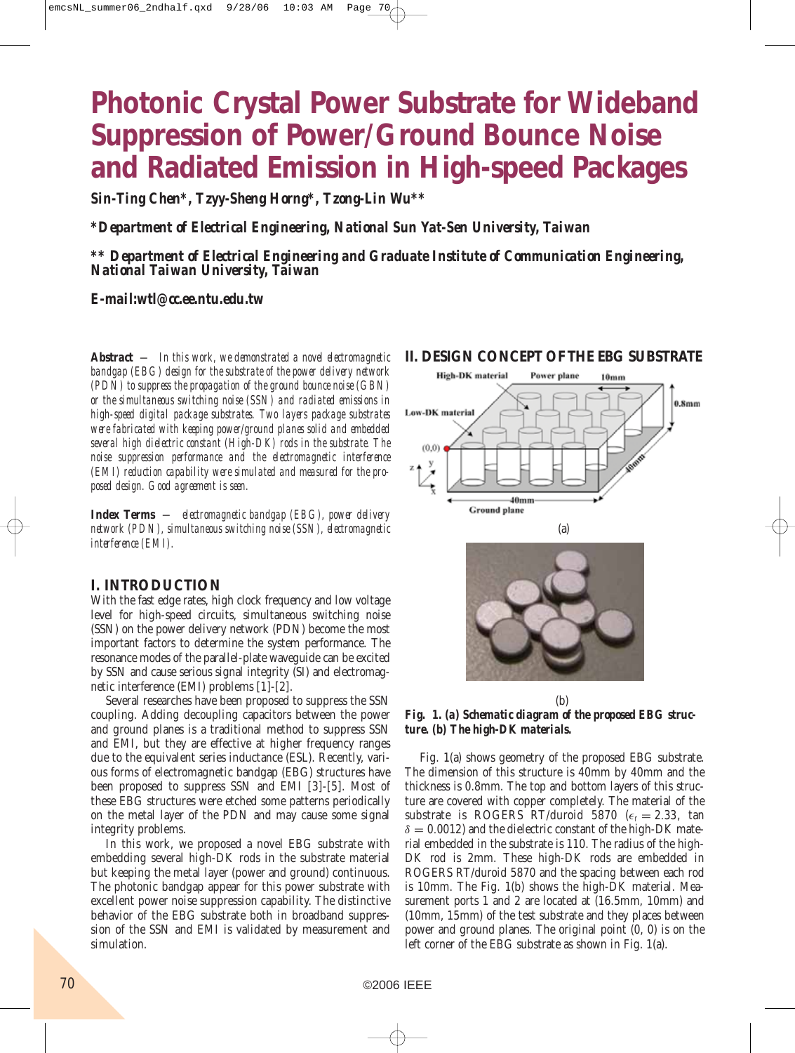# Photonic Crystal Power Substrate for Wideband Suppression of Power/Ground Bounce Noise and Radiated Emission in High-speed Packages

***Sin-Ting Chen\*, Tzyy-Sheng Horng\*, Tzong-Lin Wu\*\****

***\*Department of Electrical Engineering, National Sun Yat-Sen University, Taiwan***

***\*\* Department of Electrical Engineering and Graduate Institute of Communication Engineering, National Taiwan University, Taiwan***

***E-mail:wtl@cc.ee.ntu.edu.tw***

**Abstract** — *In this work, we demonstrated a novel electromagnetic bandgap (EBG) design for the substrate of the power delivery network (PDN) to suppress the propagation of the ground bounce noise (GBN) or the simultaneous switching noise (SSN) and radiated emissions in high-speed digital package substrates. Two layers package substrates were fabricated with keeping power/ground planes solid and embedded several high dielectric constant (High-DK) rods in the substrate. The noise suppression performance and the electromagnetic interference (EMI) reduction capability were simulated and measured for the proposed design. Good agreement is seen.*

**Index Terms** — *electromagnetic bandgap (EBG), power delivery network (PDN), simultaneous switching noise (SSN), electromagnetic interference (EMI).*

## I. INTRODUCTION

With the fast edge rates, high clock frequency and low voltage level for high-speed circuits, simultaneous switching noise (SSN) on the power delivery network (PDN) become the most important factors to determine the system performance. The resonance modes of the parallel-plate waveguide can be excited by SSN and cause serious signal integrity (SI) and electromagnetic interference (EMI) problems [1]-[2].

Several researches have been proposed to suppress the SSN coupling. Adding decoupling capacitors between the power and ground planes is a traditional method to suppress SSN and EMI, but they are effective at higher frequency ranges due to the equivalent series inductance (ESL). Recently, various forms of electromagnetic bandgap (EBG) structures have been proposed to suppress SSN and EMI [3]-[5]. Most of these EBG structures were etched some patterns periodically on the metal layer of the PDN and may cause some signal integrity problems.

In this work, we proposed a novel EBG substrate with embedding several high-DK rods in the substrate material but keeping the metal layer (power and ground) continuous. The photonic bandgap appear for this power substrate with excellent power noise suppression capability. The distinctive behavior of the EBG substrate both in broadband suppression of the SSN and EMI is validated by measurement and simulation.

## II. DESIGN CONCEPT OF THE EBG SUBSTRATE

(a)

(b)

***Fig. 1. (a) Schematic diagram of the proposed EBG structure. (b) The high-DK materials.***

Fig. 1(a) shows geometry of the proposed EBG substrate. The dimension of this structure is 40mm by 40mm and the thickness is 0.8mm. The top and bottom layers of this structure are covered with copper completely. The material of the substrate is ROGERS RT/duroid 5870 ($\epsilon_r = 2.33$, tan $\delta = 0.0012$) and the dielectric constant of the high-DK material embedded in the substrate is 110. The radius of the high-DK rod is 2mm. These high-DK rods are embedded in ROGERS RT/duroid 5870 and the spacing between each rod is 10mm. The Fig. 1(b) shows the high-DK material. Measurement ports 1 and 2 are located at (16.5mm, 10mm) and (10mm, 15mm) of the test substrate and they places between power and ground planes. The original point (0, 0) is on the left corner of the EBG substrate as shown in Fig. 1(a).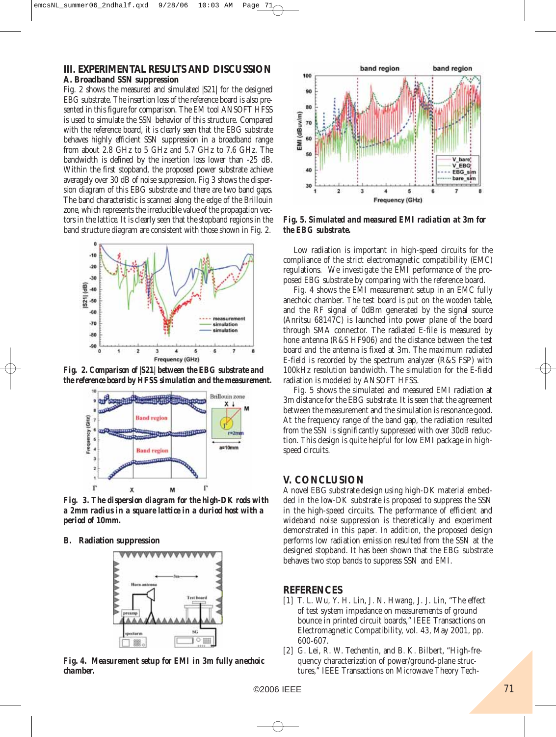## III. EXPERIMENTAL RESULTS AND DISCUSSION

### A. Broadband SSN suppression

Fig. 2 shows the measured and simulated |S21| for the designed EBG substrate. The insertion loss of the reference board is also presented in this figure for comparison. The EM tool ANSOFT HFSS is used to simulate the SSN behavior of this structure. Compared with the reference board, it is clearly seen that the EBG substrate behaves highly efficient SSN suppression in a broadband range from about 2.8 GHz to 5 GHz and 5.7 GHz to 7.6 GHz. The bandwidth is defined by the insertion loss lower than -25 dB. Within the first stopband, the proposed power substrate achieve averagely over 30 dB of noise suppression. Fig 3 shows the dispersion diagram of this EBG substrate and there are two band gaps. The band characteristic is scanned along the edge of the Brillouin zone, which represents the irreducible value of the propagation vectors in the lattice. It is clearly seen that the stopband regions in the band structure diagram are consistent with those shown in Fig. 2.

**Fig. 2. Comparison of |S21| between the EBG substrate and the reference board by HFSS simulation and the measurement.**

**Fig. 3. The dispersion diagram for the high-DK rods with a 2mm radius in a square lattice in a duriod host with a period of 10mm.**

### B. Radiation suppression

**Fig. 4. Measurement setup for EMI in 3m fully anechoic chamber.**

**Fig. 5. Simulated and measured EMI radiation at 3m for the EBG substrate.**

Low radiation is important in high-speed circuits for the compliance of the strict electromagnetic compatibility (EMC) regulations. We investigate the EMI performance of the proposed EBG substrate by comparing with the reference board.

Fig. 4 shows the EMI measurement setup in an EMC fully anechoic chamber. The test board is put on the wooden table, and the RF signal of 0dBm generated by the signal source (Anritsu 68147C) is launched into power plane of the board through SMA connector. The radiated E-file is recorded by hone antenna (R&S HF906) and the distance between the test board and the antenna is fixed at 3m. The maximum radiated E-field is recorded by the spectrum analyzer (R&S FSP) with 100kHz resolution bandwidth. The simulation for the E-field radiation is modeled by ANSOFT HFSS.

Fig. 5 shows the simulated and measured EMI radiation at 3m distance for the EBG substrate. It is seen that the agreement between the measurement and the simulation is resonance good. At the frequency range of the band gap, the radiation resulted from the SSN is significantly suppressed with over 30dB reduction. This design is quite helpful for low EMI package in high-speed circuits.

## V. CONCLUSION

A novel EBG substrate design using high-DK material embedded in the low-DK substrate is proposed to suppress the SSN in the high-speed circuits. The performance of efficient and wideband noise suppression is theoretically and experiment demonstrated in this paper. In addition, the proposed design performs low radiation emission resulted from the SSN at the designed stopband. It has been shown that the EBG substrate behaves two stop bands to suppress SSN and EMI.

## REFERENCES

[1] T. L. Wu, Y. H. Lin, J. N. Hwang, J. J. Lin, "The effect of test system impedance on measurements of ground bounce in printed circuit boards," IEEE Transactions on Electromagnetic Compatibility, vol. 43, May 2001, pp. 600-607.

[2] G. Lei, R. W. Techentin, and B. K. Gilbert, "High-frequency characterization of power/ground-plane structures," IEEE Transactions on Microwave Theory Tech-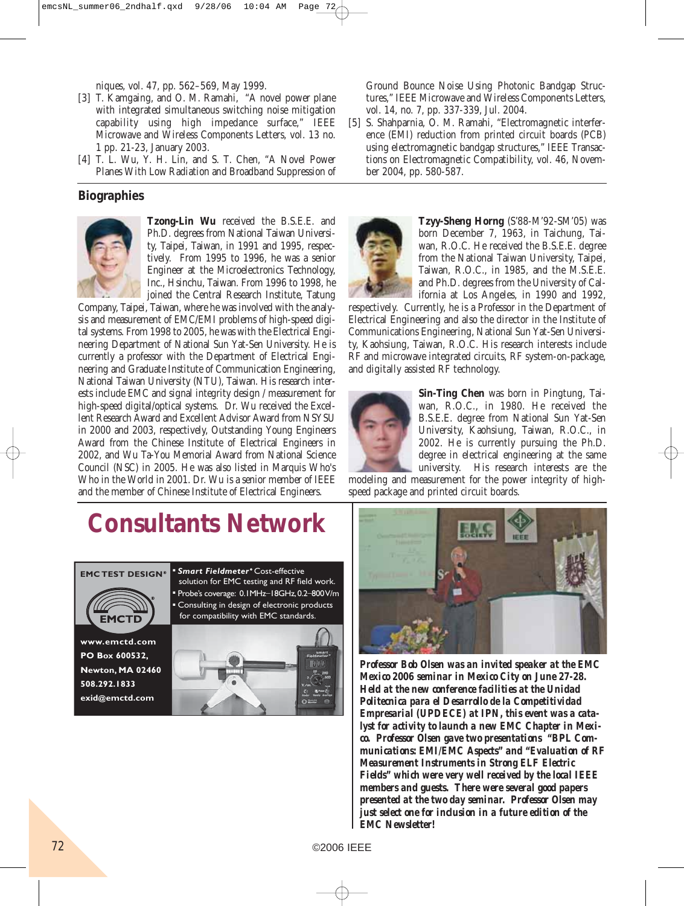niques, vol. 47, pp. 562–569, May 1999.

[3] T. Kamgaing, and O. M. Ramahi, "A novel power plane with integrated simultaneous switching noise mitigation capability using high impedance surface," IEEE Microwave and Wireless Components Letters, vol. 13 no. 1 pp. 21-23, January 2003.

[4] T. L. Wu, Y. H. Lin, and S. T. Chen, "A Novel Power Planes With Low Radiation and Broadband Suppression of Ground Bounce Noise Using Photonic Bandgap Structures," IEEE Microwave and Wireless Components Letters, vol. 14, no. 7, pp. 337-339, Jul. 2004.

[5] S. Shahparnia, O. M. Ramahi, "Electromagnetic interference (EMI) reduction from printed circuit boards (PCB) using electromagnetic bandgap structures," IEEE Transactions on Electromagnetic Compatibility, vol. 46, November 2004, pp. 580-587.

## Biographies

**Tzong-Lin Wu** received the B.S.E.E. and Ph.D. degrees from National Taiwan University, Taipei, Taiwan, in 1991 and 1995, respectively. From 1995 to 1996, he was a senior Engineer at the Microelectronics Technology, Inc., Hsinchu, Taiwan. From 1996 to 1998, he joined the Central Research Institute, Tatung Company, Taipei, Taiwan, where he was involved with the analysis and measurement of EMC/EMI problems of high-speed digital systems. From 1998 to 2005, he was with the Electrical Engineering Department of National Sun Yat-Sen University. He is currently a professor with the Department of Electrical Engineering and Graduate Institute of Communication Engineering, National Taiwan University (NTU), Taiwan. His research interests include EMC and signal integrity design / measurement for high-speed digital/optical systems. Dr. Wu received the Excellent Research Award and Excellent Advisor Award from NSYSU in 2000 and 2003, respectively, Outstanding Young Engineers Award from the Chinese Institute of Electrical Engineers in 2002, and Wu Ta-You Memorial Award from National Science Council (NSC) in 2005. He was also listed in Marquis Who's Who in the World in 2001. Dr. Wu is a senior member of IEEE and the member of Chinese Institute of Electrical Engineers.

**Tzyy-Sheng Horng** (S'88-M'92-SM'05) was born December 7, 1963, in Taichung, Taiwan, R.O.C. He received the B.S.E.E. degree from the National Taiwan University, Taipei, Taiwan, R.O.C., in 1985, and the M.S.E.E. and Ph.D. degrees from the University of California at Los Angeles, in 1990 and 1992, respectively. Currently, he is a Professor in the Department of Electrical Engineering and also the director in the Institute of Communications Engineering, National Sun Yat-Sen University, Kaohsiung, Taiwan, R.O.C. His research interests include RF and microwave integrated circuits, RF system-on-package, and digitally assisted RF technology.

**Sin-Ting Chen** was born in Pingtung, Taiwan, R.O.C., in 1980. He received the B.S.E.E. degree from National Sun Yat-Sen University, Kaohsiung, Taiwan, R.O.C., in 2002. He is currently pursuing the Ph.D. degree in electrical engineering at the same university. His research interests are the modeling and measurement for the power integrity of high-speed package and printed circuit boards.

# Consultants Network

EMC TEST DESIGN®

EMCTD

- *Smart Fieldmeter®* Cost-effective solution for EMC testing and RF field work.
- Probe's coverage: 0.1MHz–18GHz, 0.2–800V/m
- Consulting in design of electronic products for compatibility with EMC standards.

www.emctd.com
PO Box 600532,
Newton, MA 02460
508.292.1833
exid@emctd.com

***Professor Bob Olsen was an invited speaker at the EMC Mexico 2006 seminar in Mexico City on June 27-28. Held at the new conference facilities at the Unidad Politecnica para el Desarrollo de la Competitividad Empresarial (UPDECE) at IPN, this event was a catalyst for activity to launch a new EMC Chapter in Mexico. Professor Olsen gave two presentations "BPL Communications: EMI/EMC Aspects" and "Evaluation of RF Measurement Instruments in Strong ELF Electric Fields" which were very well received by the local IEEE members and guests. There were several good papers presented at the two day seminar. Professor Olsen may just select one for inclusion in a future edition of the EMC Newsletter!***

©2006 IEEE